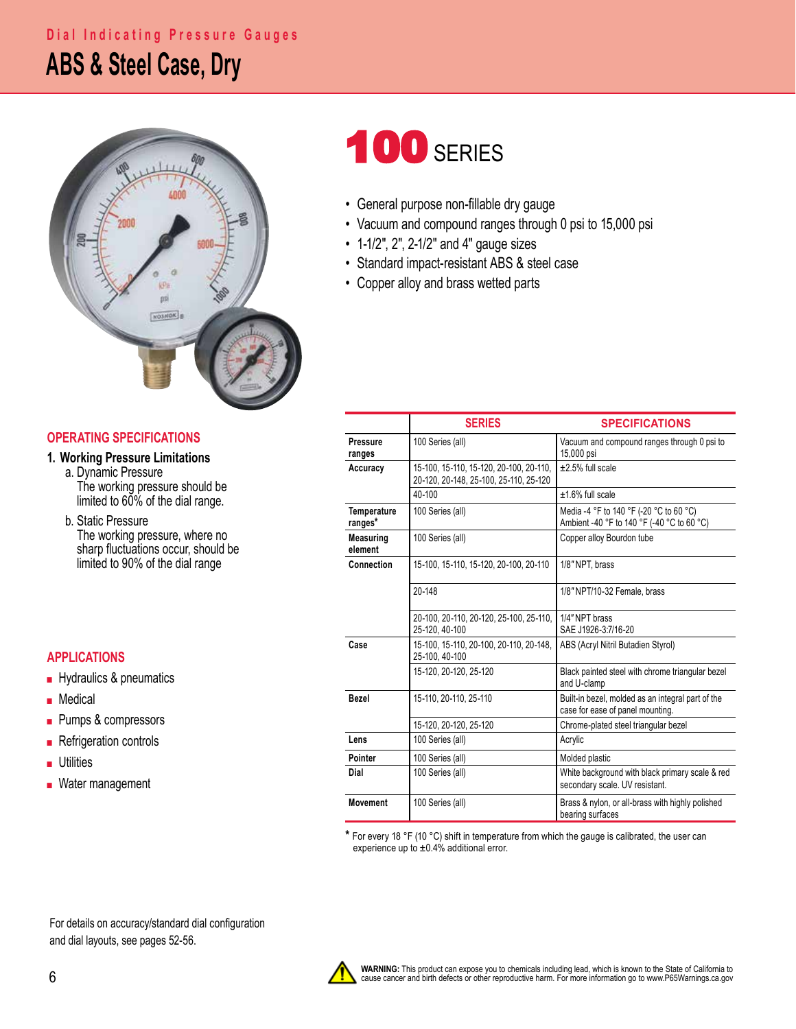Dial Indicating Pressure Gauges

# ABS & Steel Case, Dry

# 100 SERIES

- General purpose non-fillable dry gauge
- Vacuum and compound ranges through 0 psi to 15,000 psi
- 1-1/2", 2", 2-1/2" and 4" gauge sizes
- Standard impact-resistant ABS & steel case
- Copper alloy and brass wetted parts

## OPERATING SPECIFICATIONS

### 1. Working Pressure Limitations

a. Dynamic Pressure
The working pressure should be limited to 60% of the dial range.

b. Static Pressure
The working pressure, where no sharp fluctuations occur, should be limited to 90% of the dial range

## APPLICATIONS

- Hydraulics & pneumatics
- Medical
- Pumps & compressors
- Refrigeration controls
- Utilities
- Water management

| | SERIES | SPECIFICATIONS |
|---|---|---|
| **Pressure ranges** | 100 Series (all) | Vacuum and compound ranges through 0 psi to 15,000 psi |
| **Accuracy** | 15-100, 15-110, 15-120, 20-100, 20-110, 20-120, 20-148, 25-100, 25-110, 25-120 | ±2.5% full scale |
| | 40-100 | ±1.6% full scale |
| **Temperature ranges*** | 100 Series (all) | Media -4 °F to 140 °F (-20 °C to 60 °C) Ambient -40 °F to 140 °F (-40 °C to 60 °C) |
| **Measuring element** | 100 Series (all) | Copper alloy Bourdon tube |
| **Connection** | 15-100, 15-110, 15-120, 20-100, 20-110 | 1/8" NPT, brass |
| | 20-148 | 1/8" NPT/10-32 Female, brass |
| | 20-100, 20-110, 20-120, 25-100, 25-110, 25-120, 40-100 | 1/4" NPT brass SAE J1926-3:7/16-20 |
| **Case** | 15-100, 15-110, 20-100, 20-110, 20-148, 25-100, 40-100 | ABS (Acryl Nitril Butadien Styrol) |
| | 15-120, 20-120, 25-120 | Black painted steel with chrome triangular bezel and U-clamp |
| **Bezel** | 15-110, 20-110, 25-110 | Built-in bezel, molded as an integral part of the case for ease of panel mounting. |
| | 15-120, 20-120, 25-120 | Chrome-plated steel triangular bezel |
| **Lens** | 100 Series (all) | Acrylic |
| **Pointer** | 100 Series (all) | Molded plastic |
| **Dial** | 100 Series (all) | White background with black primary scale & red secondary scale. UV resistant. |
| **Movement** | 100 Series (all) | Brass & nylon, or all-brass with highly polished bearing surfaces |

\* For every 18 °F (10 °C) shift in temperature from which the gauge is calibrated, the user can experience up to ±0.4% additional error.

For details on accuracy/standard dial configuration and dial layouts, see pages 52-56.

**WARNING:** This product can expose you to chemicals including lead, which is known to the State of California to cause cancer and birth defects or other reproductive harm. For more information go to www.P65Warnings.ca.gov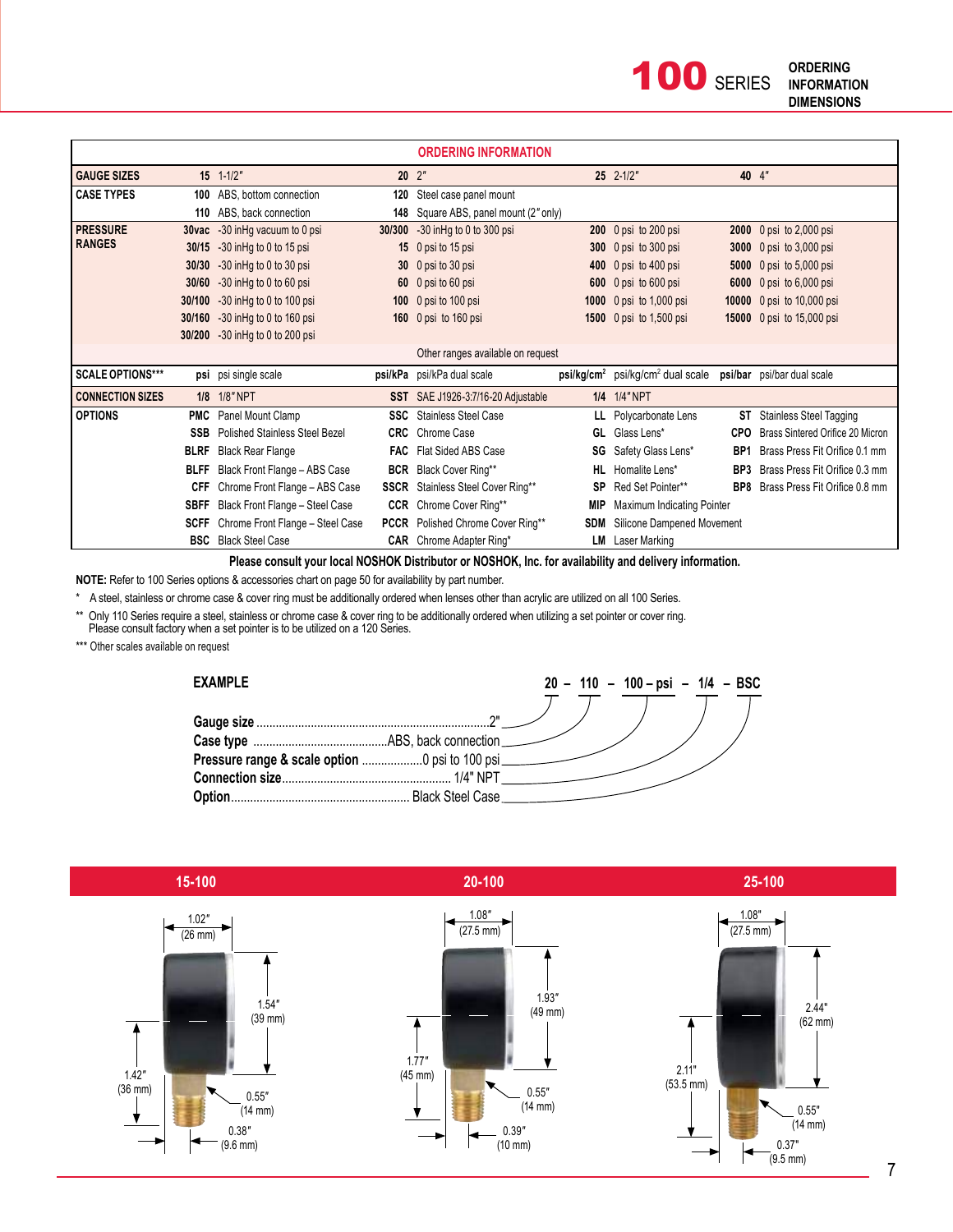# 100 SERIES

**ORDERING INFORMATION DIMENSIONS**

## ORDERING INFORMATION

| | | | | | | | | |
|---|---|---|---|---|---|---|---|---|
| **GAUGE SIZES** | **15** | 1-1/2" | **20** | 2" | **25** | 2-1/2" | **40** | 4" |
| **CASE TYPES** | **100** | ABS, bottom connection | **120** | Steel case panel mount | | | | |
| | **110** | ABS, back connection | **148** | Square ABS, panel mount (2" only) | | | | |
| **PRESSURE RANGES** | **30vac** | -30 inHg vacuum to 0 psi | **30/300** | -30 inHg to 0 to 300 psi | **200** | 0 psi to 200 psi | **2000** | 0 psi to 2,000 psi |
| | **30/15** | -30 inHg to 0 to 15 psi | **15** | 0 psi to 15 psi | **300** | 0 psi to 300 psi | **3000** | 0 psi to 3,000 psi |
| | **30/30** | -30 inHg to 0 to 30 psi | **30** | 0 psi to 30 psi | **400** | 0 psi to 400 psi | **5000** | 0 psi to 5,000 psi |
| | **30/60** | -30 inHg to 0 to 60 psi | **60** | 0 psi to 60 psi | **600** | 0 psi to 600 psi | **6000** | 0 psi to 6,000 psi |
| | **30/100** | -30 inHg to 0 to 100 psi | **100** | 0 psi to 100 psi | **1000** | 0 psi to 1,000 psi | **10000** | 0 psi to 10,000 psi |
| | **30/160** | -30 inHg to 0 to 160 psi | **160** | 0 psi to 160 psi | **1500** | 0 psi to 1,500 psi | **15000** | 0 psi to 15,000 psi |
| | **30/200** | -30 inHg to 0 to 200 psi | | | | | | |
| | | | | Other ranges available on request | | | | |
| **SCALE OPTIONS*** ** | **psi** | psi single scale | **psi/kPa** | psi/kPa dual scale | **psi/kg/cm²** | psi/kg/cm² dual scale | **psi/bar** | psi/bar dual scale |
| **CONNECTION SIZES** | **1/8** | 1/8" NPT | **SST** | SAE J1926-3:7/16-20 Adjustable | **1/4** | 1/4" NPT | | |
| **OPTIONS** | **PMC** | Panel Mount Clamp | **SSC** | Stainless Steel Case | **LL** | Polycarbonate Lens | **ST** | Stainless Steel Tagging |
| | **SSB** | Polished Stainless Steel Bezel | **CRC** | Chrome Case | **GL** | Glass Lens* | **CPO** | Brass Sintered Orifice 20 Micron |
| | **BLRF** | Black Rear Flange | **FAC** | Flat Sided ABS Case | **SG** | Safety Glass Lens* | **BP1** | Brass Press Fit Orifice 0.1 mm |
| | **BLFF** | Black Front Flange – ABS Case | **BCR** | Black Cover Ring** | **HL** | Homalite Lens* | **BP3** | Brass Press Fit Orifice 0.3 mm |
| | **CFF** | Chrome Front Flange – ABS Case | **SSCR** | Stainless Steel Cover Ring** | **SP** | Red Set Pointer** | **BP8** | Brass Press Fit Orifice 0.8 mm |
| | **SBFF** | Black Front Flange – Steel Case | **CCR** | Chrome Cover Ring** | **MIP** | Maximum Indicating Pointer | | |
| | **SCFF** | Chrome Front Flange – Steel Case | **PCCR** | Polished Chrome Cover Ring** | **SDM** | Silicone Dampened Movement | | |
| | **BSC** | Black Steel Case | **CAR** | Chrome Adapter Ring* | **LM** | Laser Marking | | |

**Please consult your local NOSHOK Distributor or NOSHOK, Inc. for availability and delivery information.**

**NOTE:** Refer to 100 Series options & accessories chart on page 50 for availability by part number.

\* A steel, stainless or chrome case & cover ring must be additionally ordered when lenses other than acrylic are utilized on all 100 Series.

\** Only 110 Series require a steel, stainless or chrome case & cover ring to be additionally ordered when utilizing a set pointer or cover ring. Please consult factory when a set pointer is to be utilized on a 120 Series.

\*** Other scales available on request

### EXAMPLE

**20 – 110 – 100 – psi – 1/4 – BSC**

- **Gauge size** ........ 2"
- **Case type** ........ ABS, back connection
- **Pressure range & scale option** ........ 0 psi to 100 psi
- **Connection size** ........ 1/4" NPT
- **Option** ........ Black Steel Case

## 15-100

1.02" (26 mm); 1.54" (39 mm); 1.42" (36 mm); 0.55" (14 mm); 0.38" (9.6 mm)

## 20-100

1.08" (27.5 mm); 1.93" (49 mm); 1.77" (45 mm); 0.55" (14 mm); 0.39" (10 mm)

## 25-100

1.08" (27.5 mm); 2.44" (62 mm); 2.11" (53.5 mm); 0.55" (14 mm); 0.37" (9.5 mm)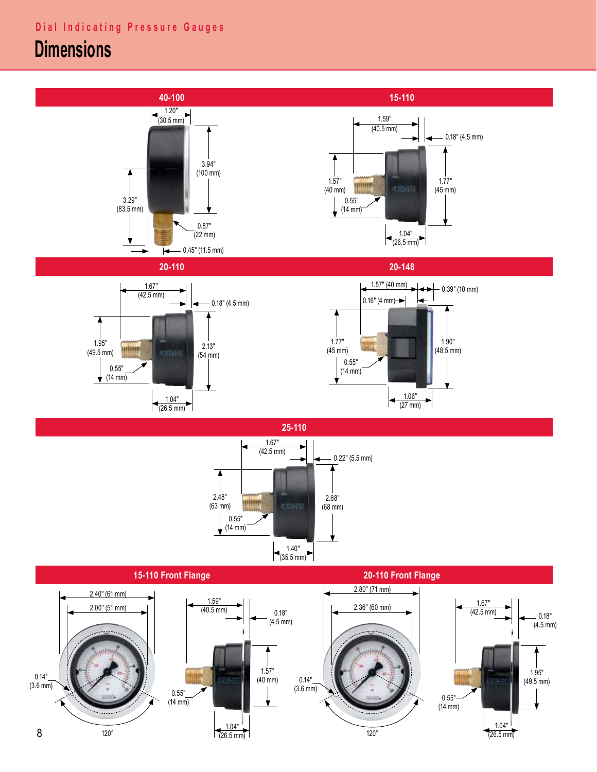Dial Indicating Pressure Gauges

# Dimensions

## 40-100

1.20" (30.5 mm)

3.94" (100 mm)

3.29" (83.5 mm)

0.87" (22 mm)

0.45" (11.5 mm)

## 15-110

1.59" (40.5 mm)

0.18" (4.5 mm)

1.57" (40 mm)

0.55" (14 mm)

1.77" (45 mm)

1.04" (26.5 mm)

## 20-110

1.67" (42.5 mm)

0.18" (4.5 mm)

1.95" (49.5 mm)

0.55" (14 mm)

2.13" (54 mm)

1.04" (26.5 mm)

## 20-148

1.57" (40 mm)

0.39" (10 mm)

0.16" (4 mm)

1.77" (45 mm)

0.55" (14 mm)

1.90" (48.5 mm)

1.06" (27 mm)

## 25-110

1.67" (42.5 mm)

0.22" (5.5 mm)

2.48" (63 mm)

0.55" (14 mm)

2.68" (68 mm)

1.40" (35.5 mm)

## 15-110 Front Flange

2.40" (61 mm)

2.00" (51 mm)

0.14" (3.6 mm)

120°

1.59" (40.5 mm)

0.18" (4.5 mm)

1.57" (40 mm)

0.55" (14 mm)

1.04" (26.5 mm)

## 20-110 Front Flange

2.80" (71 mm)

2.36" (60 mm)

0.14" (3.6 mm)

120°

1.67" (42.5 mm)

0.18" (4.5 mm)

1.95" (49.5 mm)

0.55" (14 mm)

1.04" (26.5 mm)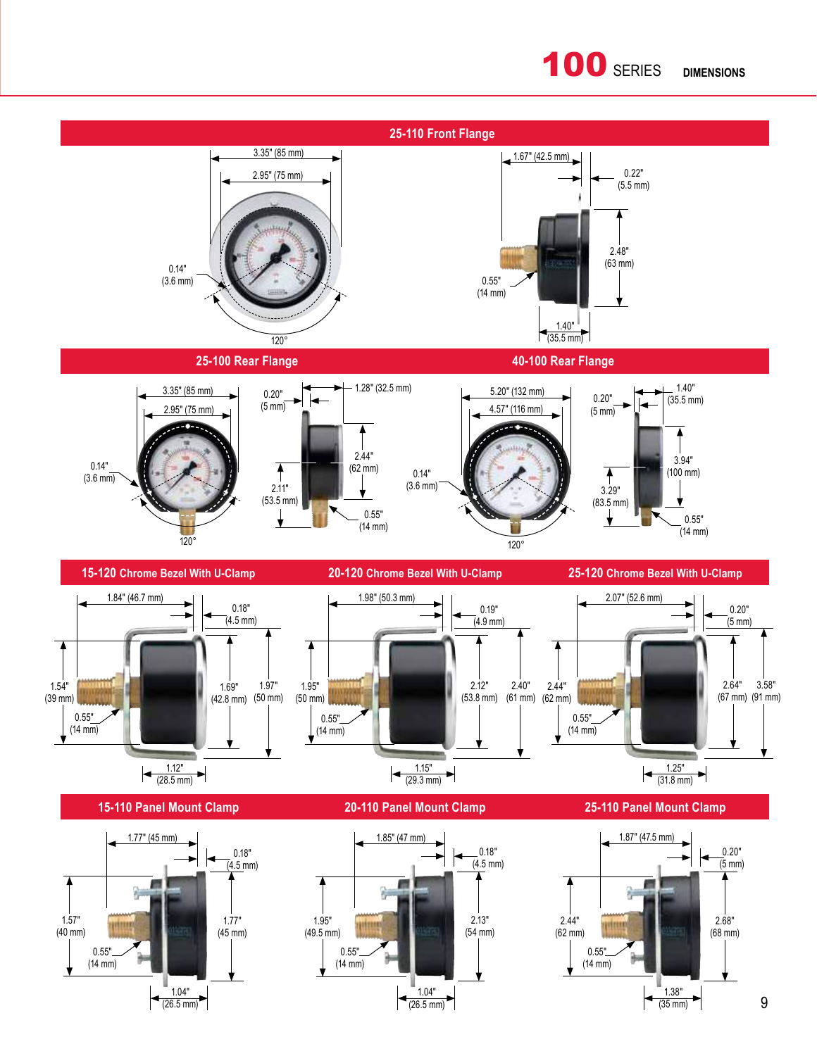# 100 SERIES DIMENSIONS

## 25-110 Front Flange

3.35" (85 mm)
2.95" (75 mm)
0.14" (3.6 mm)
120°
1.67" (42.5 mm)
0.22" (5.5 mm)
2.48" (63 mm)
0.55" (14 mm)
1.40" (35.5 mm)

## 25-100 Rear Flange

3.35" (85 mm)
2.95" (75 mm)
0.14" (3.6 mm)
120°
0.20" (5 mm)
1.28" (32.5 mm)
2.44" (62 mm)
2.11" (53.5 mm)
0.55" (14 mm)

## 40-100 Rear Flange

5.20" (132 mm)
4.57" (116 mm)
0.14" (3.6 mm)
120°
0.20" (5 mm)
1.40" (35.5 mm)
3.94" (100 mm)
3.29" (83.5 mm)
0.55" (14 mm)

## 15-120 Chrome Bezel With U-Clamp

1.84" (46.7 mm)
0.18" (4.5 mm)
1.54" (39 mm)
1.69" (42.8 mm)
1.97" (50 mm)
0.55" (14 mm)
1.12" (28.5 mm)

## 20-120 Chrome Bezel With U-Clamp

1.98" (50.3 mm)
0.19" (4.9 mm)
1.95" (50 mm)
2.12" (53.8 mm)
2.40" (61 mm)
0.55" (14 mm)
1.15" (29.3 mm)

## 25-120 Chrome Bezel With U-Clamp

2.07" (52.6 mm)
0.20" (5 mm)
2.44" (62 mm)
2.64" (67 mm)
3.58" (91 mm)
0.55" (14 mm)
1.25" (31.8 mm)

## 15-110 Panel Mount Clamp

1.77" (45 mm)
0.18" (4.5 mm)
1.57" (40 mm)
1.77" (45 mm)
0.55" (14 mm)
1.04" (26.5 mm)

## 20-110 Panel Mount Clamp

1.85" (47 mm)
0.18" (4.5 mm)
1.95" (49.5 mm)
2.13" (54 mm)
0.55" (14 mm)
1.04" (26.5 mm)

## 25-110 Panel Mount Clamp

1.87" (47.5 mm)
0.20" (5 mm)
2.44" (62 mm)
2.68" (68 mm)
0.55" (14 mm)
1.38" (35 mm)